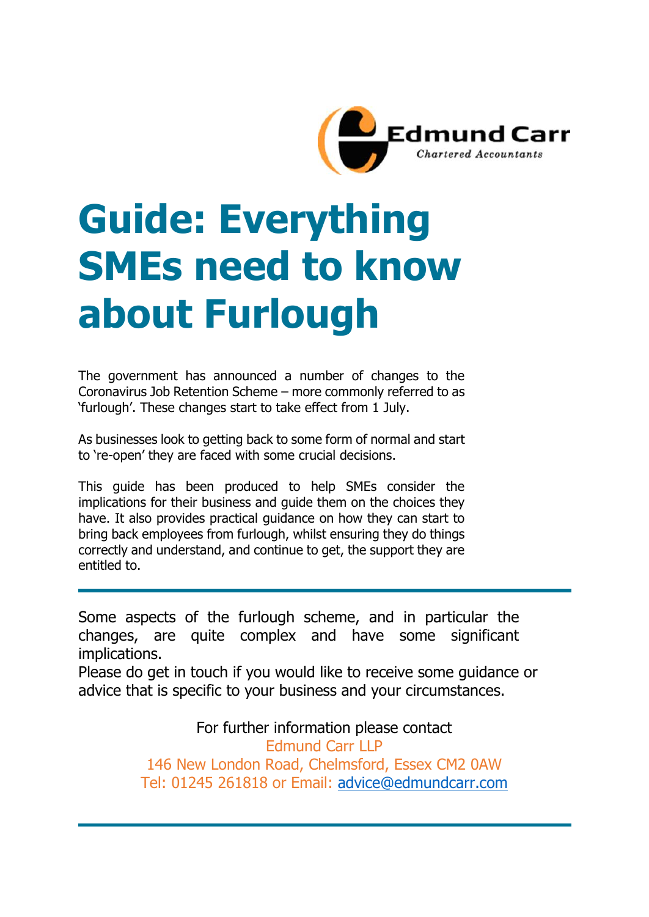Edmund Carr
*Chartered Accountants*

# Guide: Everything SMEs need to know about Furlough

The government has announced a number of changes to the Coronavirus Job Retention Scheme – more commonly referred to as 'furlough'. These changes start to take effect from 1 July.

As businesses look to getting back to some form of normal and start to 're-open' they are faced with some crucial decisions.

This guide has been produced to help SMEs consider the implications for their business and guide them on the choices they have. It also provides practical guidance on how they can start to bring back employees from furlough, whilst ensuring they do things correctly and understand, and continue to get, the support they are entitled to.

---

Some aspects of the furlough scheme, and in particular the changes, are quite complex and have some significant implications.
Please do get in touch if you would like to receive some guidance or advice that is specific to your business and your circumstances.

For further information please contact
Edmund Carr LLP
146 New London Road, Chelmsford, Essex CM2 0AW
Tel: 01245 261818 or Email: advice@edmundcarr.com

---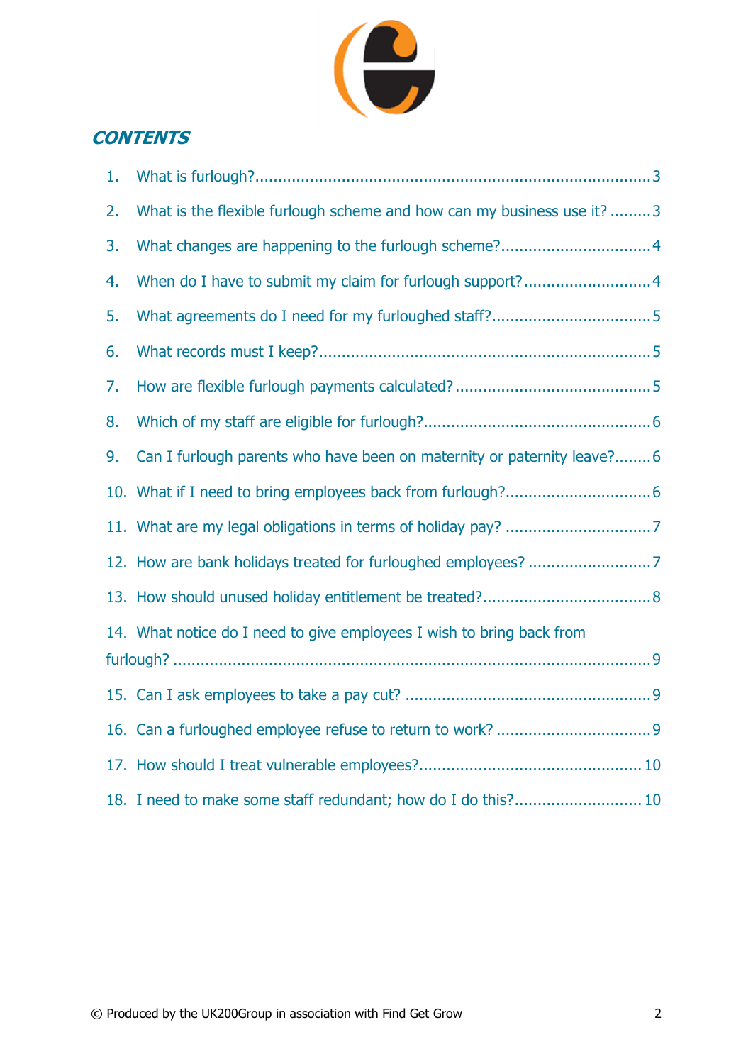## CONTENTS

1. What is furlough? ..... 3
2. What is the flexible furlough scheme and how can my business use it? ..... 3
3. What changes are happening to the furlough scheme? ..... 4
4. When do I have to submit my claim for furlough support? ..... 4
5. What agreements do I need for my furloughed staff? ..... 5
6. What records must I keep? ..... 5
7. How are flexible furlough payments calculated? ..... 5
8. Which of my staff are eligible for furlough? ..... 6
9. Can I furlough parents who have been on maternity or paternity leave? ..... 6
10. What if I need to bring employees back from furlough? ..... 6
11. What are my legal obligations in terms of holiday pay? ..... 7
12. How are bank holidays treated for furloughed employees? ..... 7
13. How should unused holiday entitlement be treated? ..... 8
14. What notice do I need to give employees I wish to bring back from furlough? ..... 9
15. Can I ask employees to take a pay cut? ..... 9
16. Can a furloughed employee refuse to return to work? ..... 9
17. How should I treat vulnerable employees? ..... 10
18. I need to make some staff redundant; how do I do this? ..... 10

© Produced by the UK200Group in association with Find Get Grow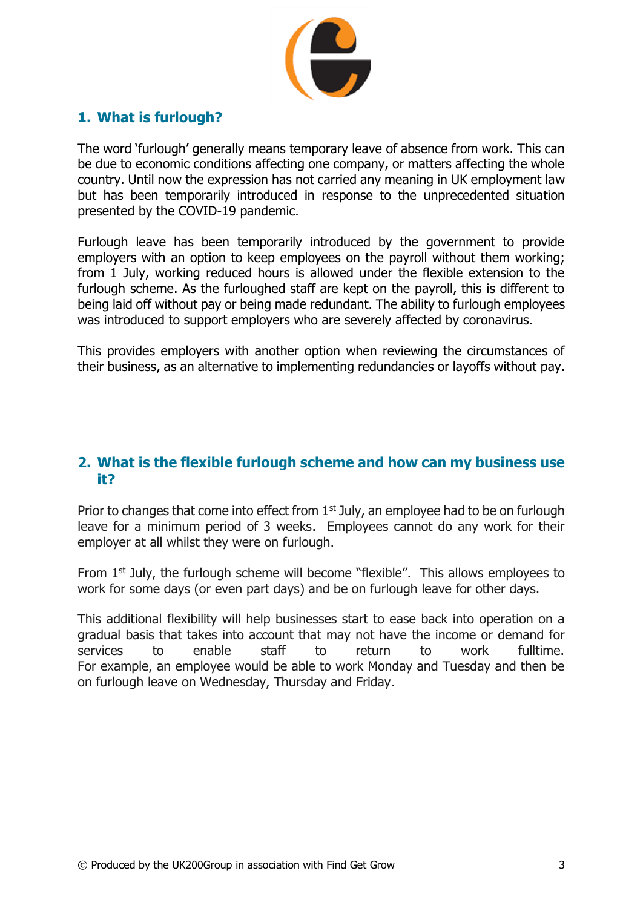## 1. What is furlough?

The word 'furlough' generally means temporary leave of absence from work. This can be due to economic conditions affecting one company, or matters affecting the whole country. Until now the expression has not carried any meaning in UK employment law but has been temporarily introduced in response to the unprecedented situation presented by the COVID-19 pandemic.

Furlough leave has been temporarily introduced by the government to provide employers with an option to keep employees on the payroll without them working; from 1 July, working reduced hours is allowed under the flexible extension to the furlough scheme. As the furloughed staff are kept on the payroll, this is different to being laid off without pay or being made redundant. The ability to furlough employees was introduced to support employers who are severely affected by coronavirus.

This provides employers with another option when reviewing the circumstances of their business, as an alternative to implementing redundancies or layoffs without pay.

## 2. What is the flexible furlough scheme and how can my business use it?

Prior to changes that come into effect from 1st July, an employee had to be on furlough leave for a minimum period of 3 weeks. Employees cannot do any work for their employer at all whilst they were on furlough.

From 1st July, the furlough scheme will become "flexible". This allows employees to work for some days (or even part days) and be on furlough leave for other days.

This additional flexibility will help businesses start to ease back into operation on a gradual basis that takes into account that may not have the income or demand for services to enable staff to return to work fulltime. For example, an employee would be able to work Monday and Tuesday and then be on furlough leave on Wednesday, Thursday and Friday.

© Produced by the UK200Group in association with Find Get Grow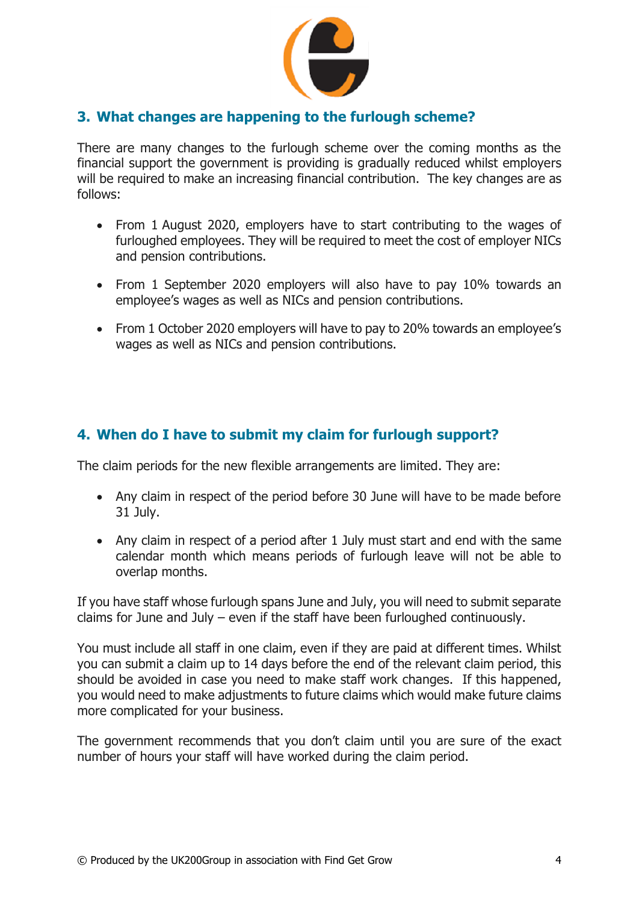## 3. What changes are happening to the furlough scheme?

There are many changes to the furlough scheme over the coming months as the financial support the government is providing is gradually reduced whilst employers will be required to make an increasing financial contribution. The key changes are as follows:

- From 1 August 2020, employers have to start contributing to the wages of furloughed employees. They will be required to meet the cost of employer NICs and pension contributions.
- From 1 September 2020 employers will also have to pay 10% towards an employee's wages as well as NICs and pension contributions.
- From 1 October 2020 employers will have to pay to 20% towards an employee's wages as well as NICs and pension contributions.

## 4. When do I have to submit my claim for furlough support?

The claim periods for the new flexible arrangements are limited. They are:

- Any claim in respect of the period before 30 June will have to be made before 31 July.
- Any claim in respect of a period after 1 July must start and end with the same calendar month which means periods of furlough leave will not be able to overlap months.

If you have staff whose furlough spans June and July, you will need to submit separate claims for June and July – even if the staff have been furloughed continuously.

You must include all staff in one claim, even if they are paid at different times. Whilst you can submit a claim up to 14 days before the end of the relevant claim period, this should be avoided in case you need to make staff work changes. If this happened, you would need to make adjustments to future claims which would make future claims more complicated for your business.

The government recommends that you don't claim until you are sure of the exact number of hours your staff will have worked during the claim period.

© Produced by the UK200Group in association with Find Get Grow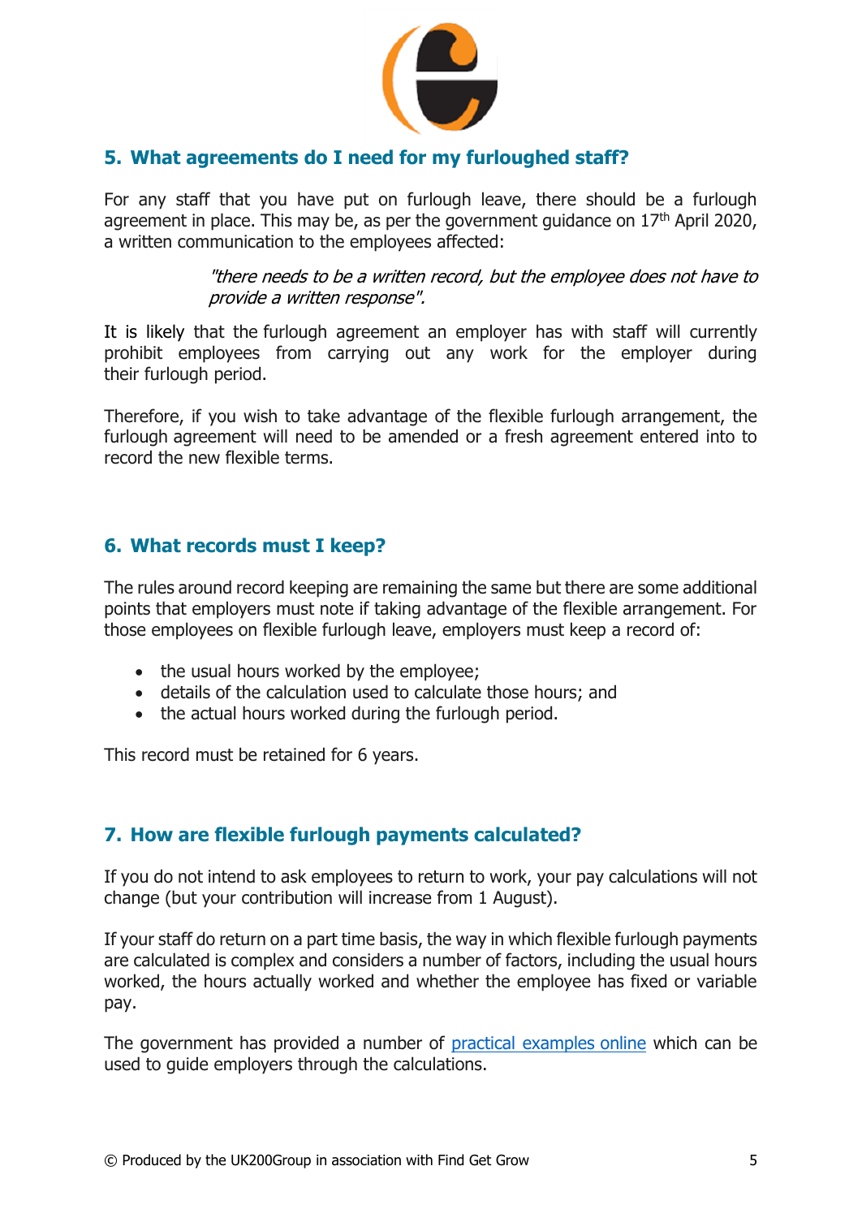## 5. What agreements do I need for my furloughed staff?

For any staff that you have put on furlough leave, there should be a furlough agreement in place. This may be, as per the government guidance on 17th April 2020, a written communication to the employees affected:

> *"there needs to be a written record, but the employee does not have to provide a written response".*

It is likely that the furlough agreement an employer has with staff will currently prohibit employees from carrying out any work for the employer during their furlough period.

Therefore, if you wish to take advantage of the flexible furlough arrangement, the furlough agreement will need to be amended or a fresh agreement entered into to record the new flexible terms.

## 6. What records must I keep?

The rules around record keeping are remaining the same but there are some additional points that employers must note if taking advantage of the flexible arrangement. For those employees on flexible furlough leave, employers must keep a record of:

- the usual hours worked by the employee;
- details of the calculation used to calculate those hours; and
- the actual hours worked during the furlough period.

This record must be retained for 6 years.

## 7. How are flexible furlough payments calculated?

If you do not intend to ask employees to return to work, your pay calculations will not change (but your contribution will increase from 1 August).

If your staff do return on a part time basis, the way in which flexible furlough payments are calculated is complex and considers a number of factors, including the usual hours worked, the hours actually worked and whether the employee has fixed or variable pay.

The government has provided a number of practical examples online which can be used to guide employers through the calculations.

© Produced by the UK200Group in association with Find Get Grow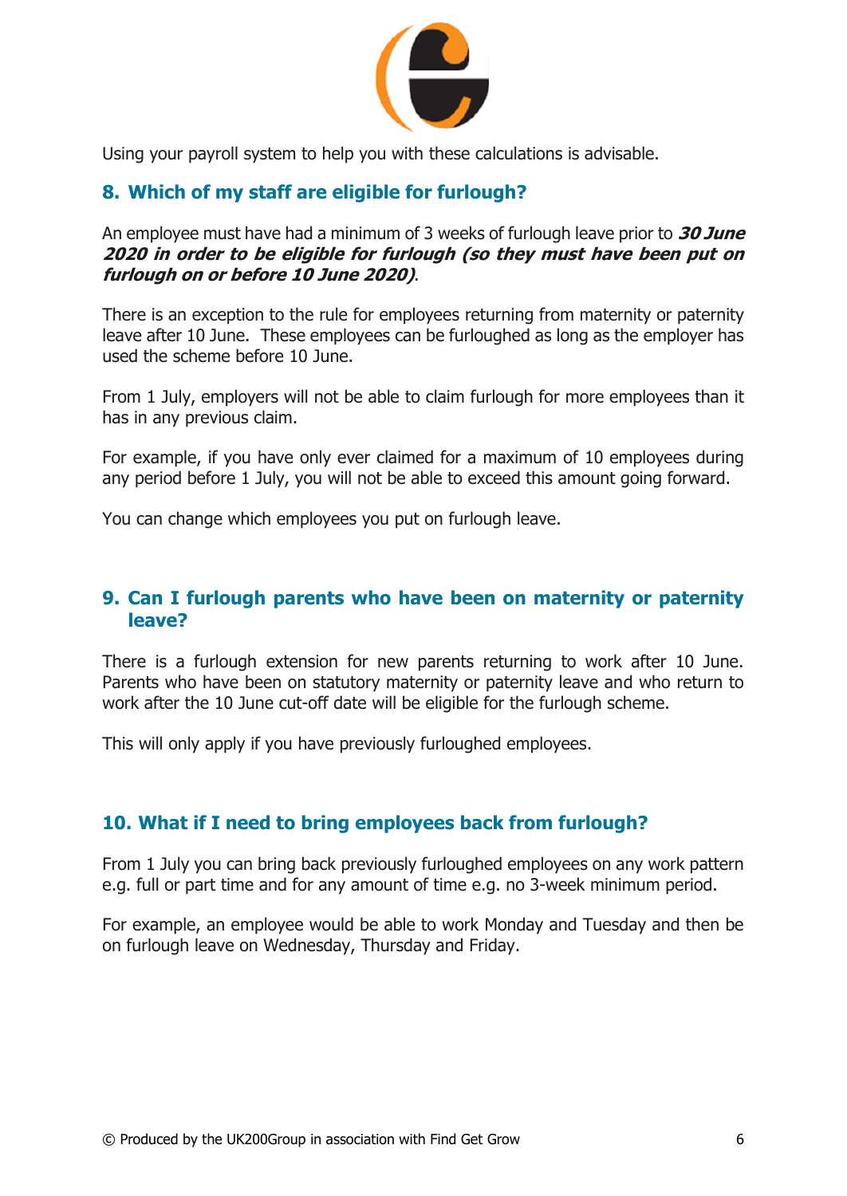Using your payroll system to help you with these calculations is advisable.

## 8. Which of my staff are eligible for furlough?

An employee must have had a minimum of 3 weeks of furlough leave prior to ***30 June 2020 in order to be eligible for furlough (so they must have been put on furlough on or before 10 June 2020)***.

There is an exception to the rule for employees returning from maternity or paternity leave after 10 June. These employees can be furloughed as long as the employer has used the scheme before 10 June.

From 1 July, employers will not be able to claim furlough for more employees than it has in any previous claim.

For example, if you have only ever claimed for a maximum of 10 employees during any period before 1 July, you will not be able to exceed this amount going forward.

You can change which employees you put on furlough leave.

## 9. Can I furlough parents who have been on maternity or paternity leave?

There is a furlough extension for new parents returning to work after 10 June. Parents who have been on statutory maternity or paternity leave and who return to work after the 10 June cut-off date will be eligible for the furlough scheme.

This will only apply if you have previously furloughed employees.

## 10. What if I need to bring employees back from furlough?

From 1 July you can bring back previously furloughed employees on any work pattern e.g. full or part time and for any amount of time e.g. no 3-week minimum period.

For example, an employee would be able to work Monday and Tuesday and then be on furlough leave on Wednesday, Thursday and Friday.

© Produced by the UK200Group in association with Find Get Grow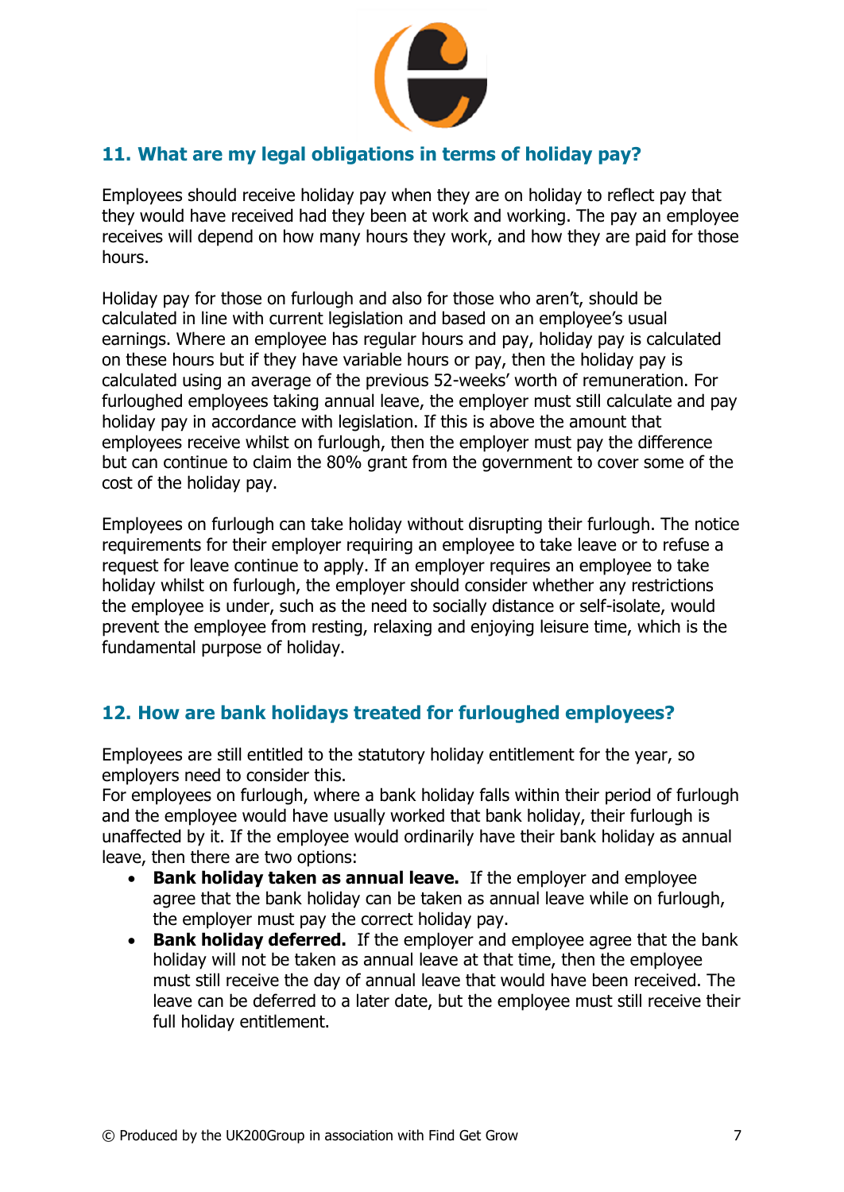## 11. What are my legal obligations in terms of holiday pay?

Employees should receive holiday pay when they are on holiday to reflect pay that they would have received had they been at work and working. The pay an employee receives will depend on how many hours they work, and how they are paid for those hours.

Holiday pay for those on furlough and also for those who aren't, should be calculated in line with current legislation and based on an employee's usual earnings. Where an employee has regular hours and pay, holiday pay is calculated on these hours but if they have variable hours or pay, then the holiday pay is calculated using an average of the previous 52-weeks' worth of remuneration. For furloughed employees taking annual leave, the employer must still calculate and pay holiday pay in accordance with legislation. If this is above the amount that employees receive whilst on furlough, then the employer must pay the difference but can continue to claim the 80% grant from the government to cover some of the cost of the holiday pay.

Employees on furlough can take holiday without disrupting their furlough. The notice requirements for their employer requiring an employee to take leave or to refuse a request for leave continue to apply. If an employer requires an employee to take holiday whilst on furlough, the employer should consider whether any restrictions the employee is under, such as the need to socially distance or self-isolate, would prevent the employee from resting, relaxing and enjoying leisure time, which is the fundamental purpose of holiday.

## 12. How are bank holidays treated for furloughed employees?

Employees are still entitled to the statutory holiday entitlement for the year, so employers need to consider this.
For employees on furlough, where a bank holiday falls within their period of furlough and the employee would have usually worked that bank holiday, their furlough is unaffected by it. If the employee would ordinarily have their bank holiday as annual leave, then there are two options:

- **Bank holiday taken as annual leave.** If the employer and employee agree that the bank holiday can be taken as annual leave while on furlough, the employer must pay the correct holiday pay.
- **Bank holiday deferred.** If the employer and employee agree that the bank holiday will not be taken as annual leave at that time, then the employee must still receive the day of annual leave that would have been received. The leave can be deferred to a later date, but the employee must still receive their full holiday entitlement.

© Produced by the UK200Group in association with Find Get Grow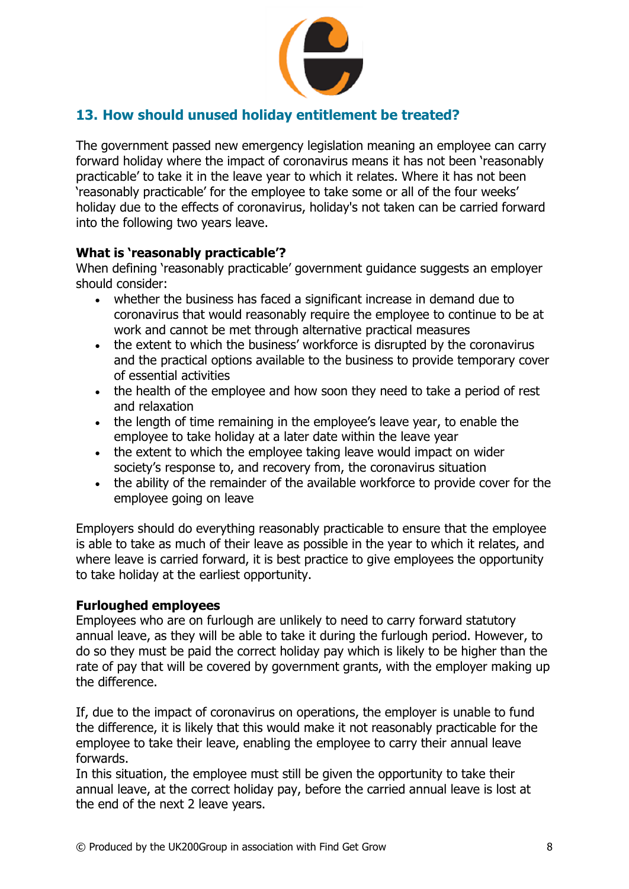## 13. How should unused holiday entitlement be treated?

The government passed new emergency legislation meaning an employee can carry forward holiday where the impact of coronavirus means it has not been 'reasonably practicable' to take it in the leave year to which it relates. Where it has not been 'reasonably practicable' for the employee to take some or all of the four weeks' holiday due to the effects of coronavirus, holiday's not taken can be carried forward into the following two years leave.

**What is 'reasonably practicable'?**
When defining 'reasonably practicable' government guidance suggests an employer should consider:

- whether the business has faced a significant increase in demand due to coronavirus that would reasonably require the employee to continue to be at work and cannot be met through alternative practical measures
- the extent to which the business' workforce is disrupted by the coronavirus and the practical options available to the business to provide temporary cover of essential activities
- the health of the employee and how soon they need to take a period of rest and relaxation
- the length of time remaining in the employee's leave year, to enable the employee to take holiday at a later date within the leave year
- the extent to which the employee taking leave would impact on wider society's response to, and recovery from, the coronavirus situation
- the ability of the remainder of the available workforce to provide cover for the employee going on leave

Employers should do everything reasonably practicable to ensure that the employee is able to take as much of their leave as possible in the year to which it relates, and where leave is carried forward, it is best practice to give employees the opportunity to take holiday at the earliest opportunity.

**Furloughed employees**
Employees who are on furlough are unlikely to need to carry forward statutory annual leave, as they will be able to take it during the furlough period. However, to do so they must be paid the correct holiday pay which is likely to be higher than the rate of pay that will be covered by government grants, with the employer making up the difference.

If, due to the impact of coronavirus on operations, the employer is unable to fund the difference, it is likely that this would make it not reasonably practicable for the employee to take their leave, enabling the employee to carry their annual leave forwards.
In this situation, the employee must still be given the opportunity to take their annual leave, at the correct holiday pay, before the carried annual leave is lost at the end of the next 2 leave years.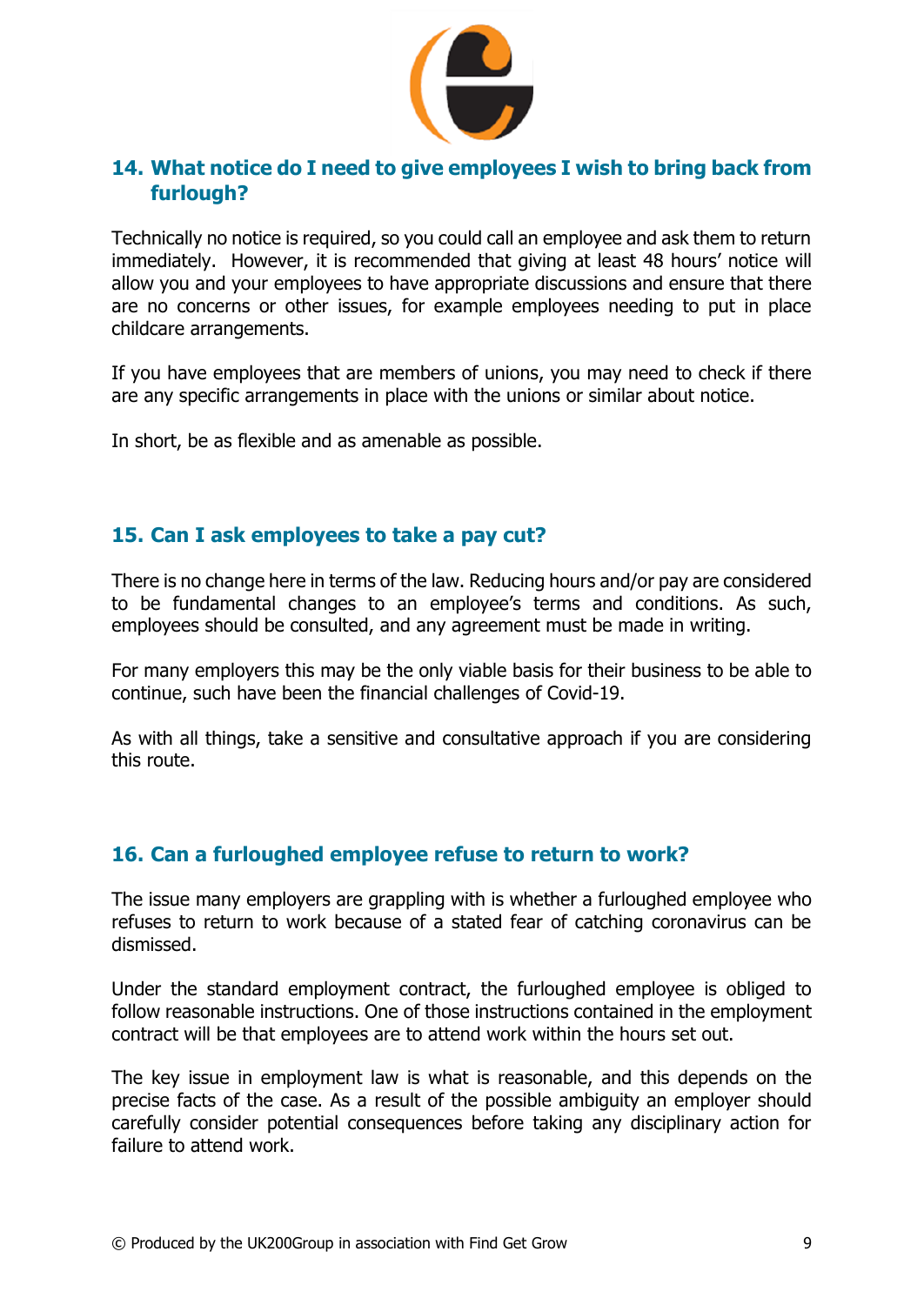## 14. What notice do I need to give employees I wish to bring back from furlough?

Technically no notice is required, so you could call an employee and ask them to return immediately. However, it is recommended that giving at least 48 hours' notice will allow you and your employees to have appropriate discussions and ensure that there are no concerns or other issues, for example employees needing to put in place childcare arrangements.

If you have employees that are members of unions, you may need to check if there are any specific arrangements in place with the unions or similar about notice.

In short, be as flexible and as amenable as possible.

## 15. Can I ask employees to take a pay cut?

There is no change here in terms of the law. Reducing hours and/or pay are considered to be fundamental changes to an employee's terms and conditions. As such, employees should be consulted, and any agreement must be made in writing.

For many employers this may be the only viable basis for their business to be able to continue, such have been the financial challenges of Covid-19.

As with all things, take a sensitive and consultative approach if you are considering this route.

## 16. Can a furloughed employee refuse to return to work?

The issue many employers are grappling with is whether a furloughed employee who refuses to return to work because of a stated fear of catching coronavirus can be dismissed.

Under the standard employment contract, the furloughed employee is obliged to follow reasonable instructions. One of those instructions contained in the employment contract will be that employees are to attend work within the hours set out.

The key issue in employment law is what is reasonable, and this depends on the precise facts of the case. As a result of the possible ambiguity an employer should carefully consider potential consequences before taking any disciplinary action for failure to attend work.

© Produced by the UK200Group in association with Find Get Grow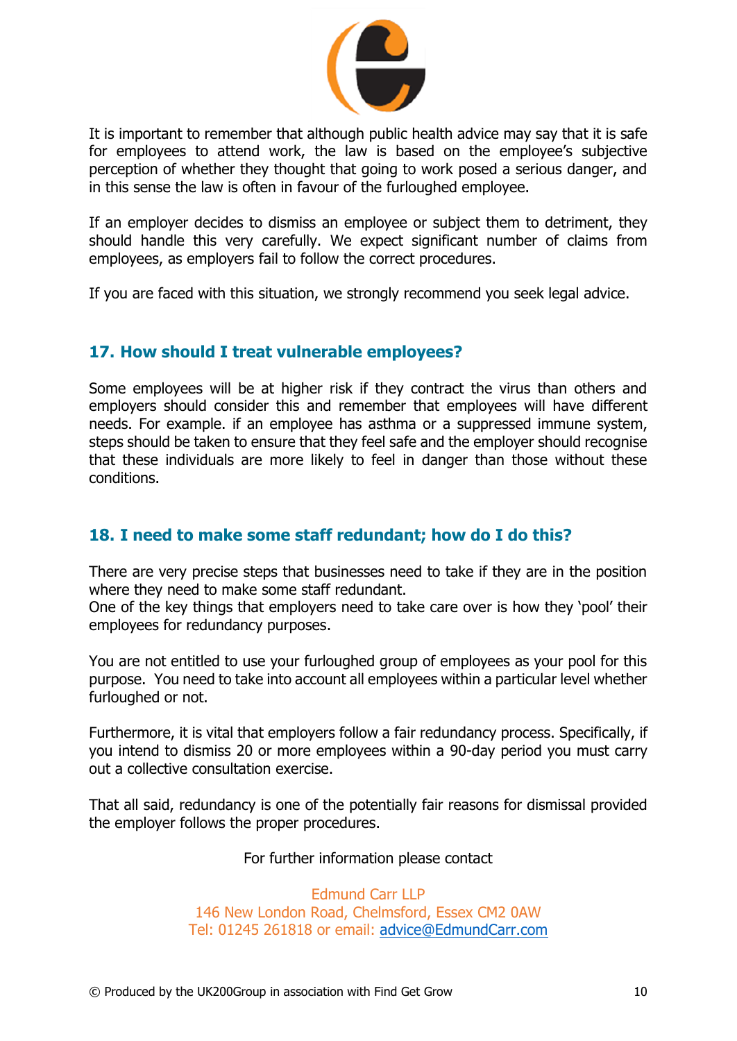It is important to remember that although public health advice may say that it is safe for employees to attend work, the law is based on the employee's subjective perception of whether they thought that going to work posed a serious danger, and in this sense the law is often in favour of the furloughed employee.

If an employer decides to dismiss an employee or subject them to detriment, they should handle this very carefully. We expect significant number of claims from employees, as employers fail to follow the correct procedures.

If you are faced with this situation, we strongly recommend you seek legal advice.

## 17. How should I treat vulnerable employees?

Some employees will be at higher risk if they contract the virus than others and employers should consider this and remember that employees will have different needs. For example. if an employee has asthma or a suppressed immune system, steps should be taken to ensure that they feel safe and the employer should recognise that these individuals are more likely to feel in danger than those without these conditions.

## 18. I need to make some staff redundant; how do I do this?

There are very precise steps that businesses need to take if they are in the position where they need to make some staff redundant.
One of the key things that employers need to take care over is how they 'pool' their employees for redundancy purposes.

You are not entitled to use your furloughed group of employees as your pool for this purpose. You need to take into account all employees within a particular level whether furloughed or not.

Furthermore, it is vital that employers follow a fair redundancy process. Specifically, if you intend to dismiss 20 or more employees within a 90-day period you must carry out a collective consultation exercise.

That all said, redundancy is one of the potentially fair reasons for dismissal provided the employer follows the proper procedures.

For further information please contact

Edmund Carr LLP
146 New London Road, Chelmsford, Essex CM2 0AW
Tel: 01245 261818 or email: advice@EdmundCarr.com

© Produced by the UK200Group in association with Find Get Grow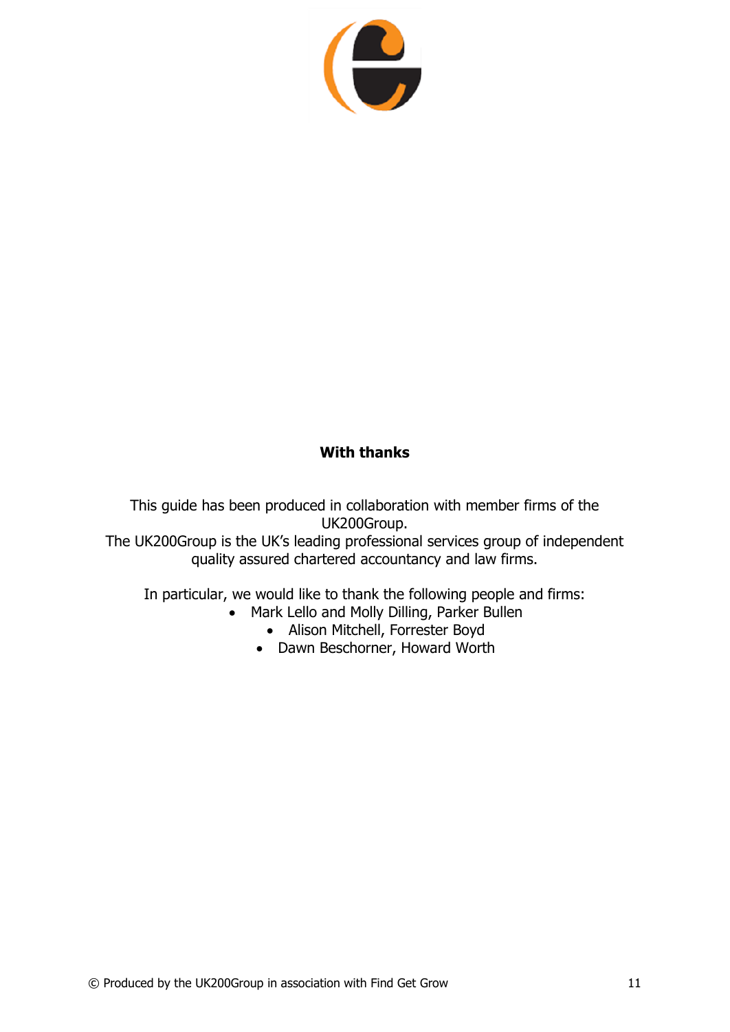**With thanks**

This guide has been produced in collaboration with member firms of the UK200Group.
The UK200Group is the UK's leading professional services group of independent quality assured chartered accountancy and law firms.

In particular, we would like to thank the following people and firms:

- Mark Lello and Molly Dilling, Parker Bullen
- Alison Mitchell, Forrester Boyd
- Dawn Beschorner, Howard Worth

© Produced by the UK200Group in association with Find Get Grow